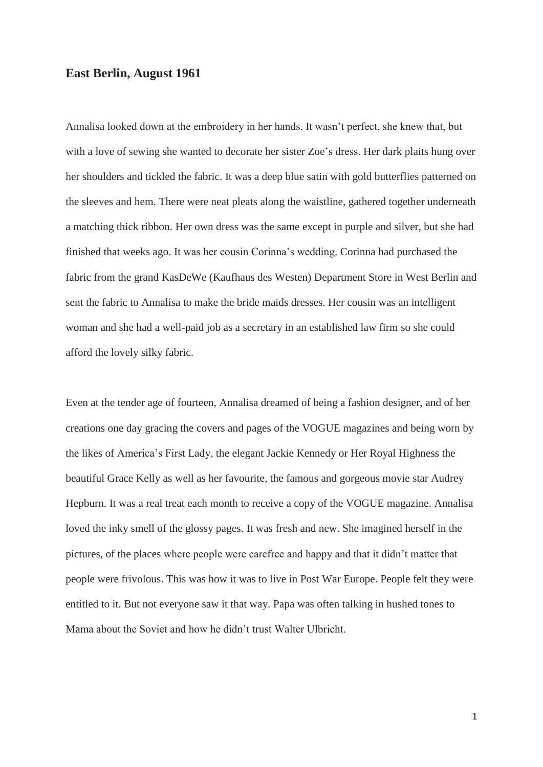## East Berlin, August 1961

Annalisa looked down at the embroidery in her hands. It wasn't perfect, she knew that, but with a love of sewing she wanted to decorate her sister Zoe's dress. Her dark plaits hung over her shoulders and tickled the fabric. It was a deep blue satin with gold butterflies patterned on the sleeves and hem. There were neat pleats along the waistline, gathered together underneath a matching thick ribbon. Her own dress was the same except in purple and silver, but she had finished that weeks ago. It was her cousin Corinna's wedding. Corinna had purchased the fabric from the grand KasDeWe (Kaufhaus des Westen) Department Store in West Berlin and sent the fabric to Annalisa to make the bride maids dresses. Her cousin was an intelligent woman and she had a well-paid job as a secretary in an established law firm so she could afford the lovely silky fabric.

Even at the tender age of fourteen, Annalisa dreamed of being a fashion designer, and of her creations one day gracing the covers and pages of the VOGUE magazines and being worn by the likes of America's First Lady, the elegant Jackie Kennedy or Her Royal Highness the beautiful Grace Kelly as well as her favourite, the famous and gorgeous movie star Audrey Hepburn. It was a real treat each month to receive a copy of the VOGUE magazine. Annalisa loved the inky smell of the glossy pages. It was fresh and new. She imagined herself in the pictures, of the places where people were carefree and happy and that it didn't matter that people were frivolous. This was how it was to live in Post War Europe. People felt they were entitled to it. But not everyone saw it that way. Papa was often talking in hushed tones to Mama about the Soviet and how he didn't trust Walter Ulbricht.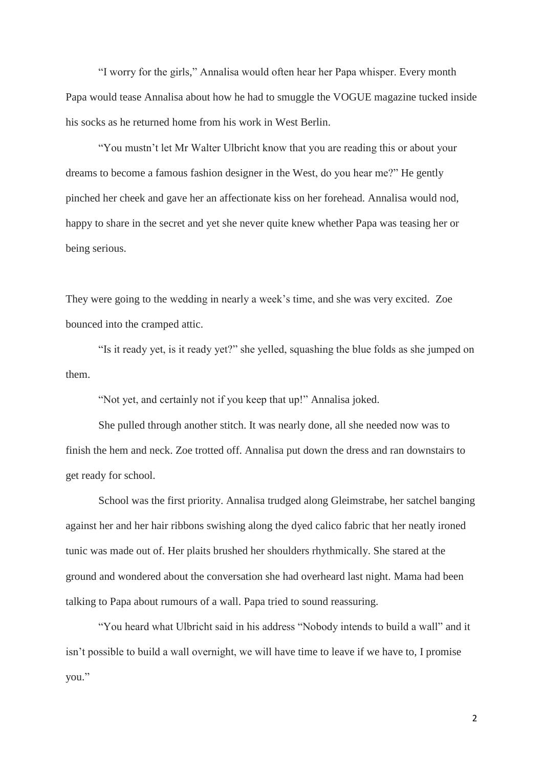"I worry for the girls," Annalisa would often hear her Papa whisper. Every month Papa would tease Annalisa about how he had to smuggle the VOGUE magazine tucked inside his socks as he returned home from his work in West Berlin.

"You mustn't let Mr Walter Ulbricht know that you are reading this or about your dreams to become a famous fashion designer in the West, do you hear me?" He gently pinched her cheek and gave her an affectionate kiss on her forehead. Annalisa would nod, happy to share in the secret and yet she never quite knew whether Papa was teasing her or being serious.

They were going to the wedding in nearly a week's time, and she was very excited. Zoe bounced into the cramped attic.

"Is it ready yet, is it ready yet?" she yelled, squashing the blue folds as she jumped on them.

"Not yet, and certainly not if you keep that up!" Annalisa joked.

She pulled through another stitch. It was nearly done, all she needed now was to finish the hem and neck. Zoe trotted off. Annalisa put down the dress and ran downstairs to get ready for school.

School was the first priority. Annalisa trudged along Gleimstrabe, her satchel banging against her and her hair ribbons swishing along the dyed calico fabric that her neatly ironed tunic was made out of. Her plaits brushed her shoulders rhythmically. She stared at the ground and wondered about the conversation she had overheard last night. Mama had been talking to Papa about rumours of a wall. Papa tried to sound reassuring.

"You heard what Ulbricht said in his address "Nobody intends to build a wall" and it isn't possible to build a wall overnight, we will have time to leave if we have to, I promise you."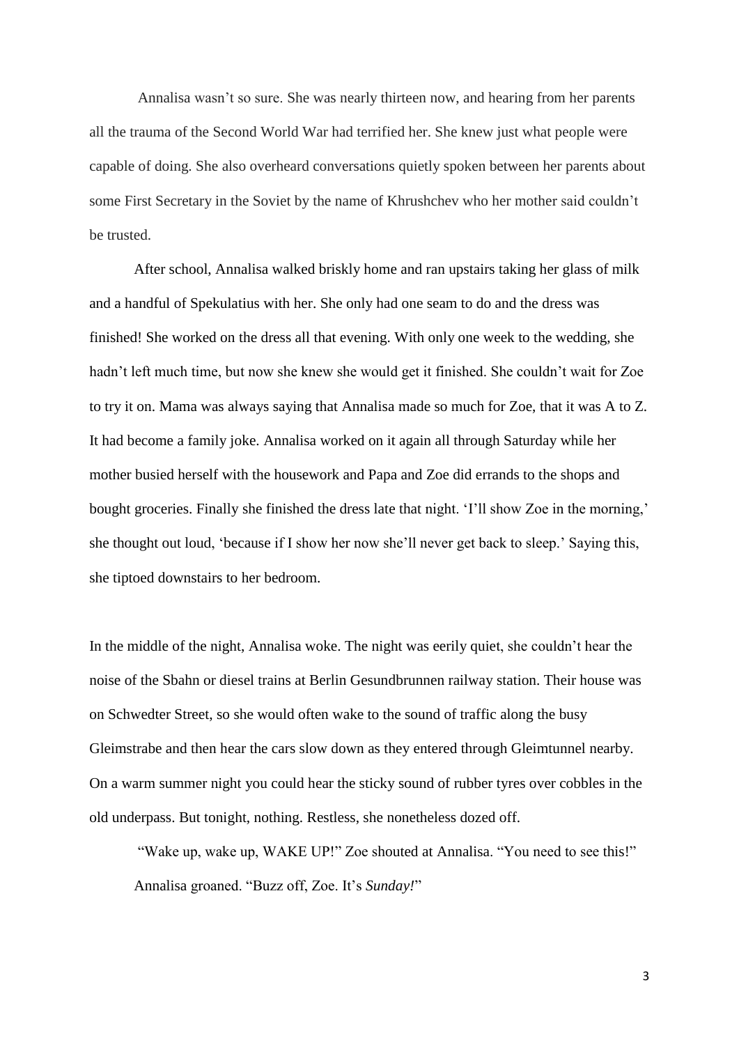Annalisa wasn't so sure. She was nearly thirteen now, and hearing from her parents all the trauma of the Second World War had terrified her. She knew just what people were capable of doing. She also overheard conversations quietly spoken between her parents about some First Secretary in the Soviet by the name of Khrushchev who her mother said couldn't be trusted.

After school, Annalisa walked briskly home and ran upstairs taking her glass of milk and a handful of Spekulatius with her. She only had one seam to do and the dress was finished! She worked on the dress all that evening. With only one week to the wedding, she hadn't left much time, but now she knew she would get it finished. She couldn't wait for Zoe to try it on. Mama was always saying that Annalisa made so much for Zoe, that it was A to Z. It had become a family joke. Annalisa worked on it again all through Saturday while her mother busied herself with the housework and Papa and Zoe did errands to the shops and bought groceries. Finally she finished the dress late that night. 'I'll show Zoe in the morning,' she thought out loud, 'because if I show her now she'll never get back to sleep.' Saying this, she tiptoed downstairs to her bedroom.

In the middle of the night, Annalisa woke. The night was eerily quiet, she couldn't hear the noise of the Sbahn or diesel trains at Berlin Gesundbrunnen railway station. Their house was on Schwedter Street, so she would often wake to the sound of traffic along the busy Gleimstrabe and then hear the cars slow down as they entered through Gleimtunnel nearby. On a warm summer night you could hear the sticky sound of rubber tyres over cobbles in the old underpass. But tonight, nothing. Restless, she nonetheless dozed off.

"Wake up, wake up, WAKE UP!" Zoe shouted at Annalisa. "You need to see this!"

Annalisa groaned. "Buzz off, Zoe. It's *Sunday!*"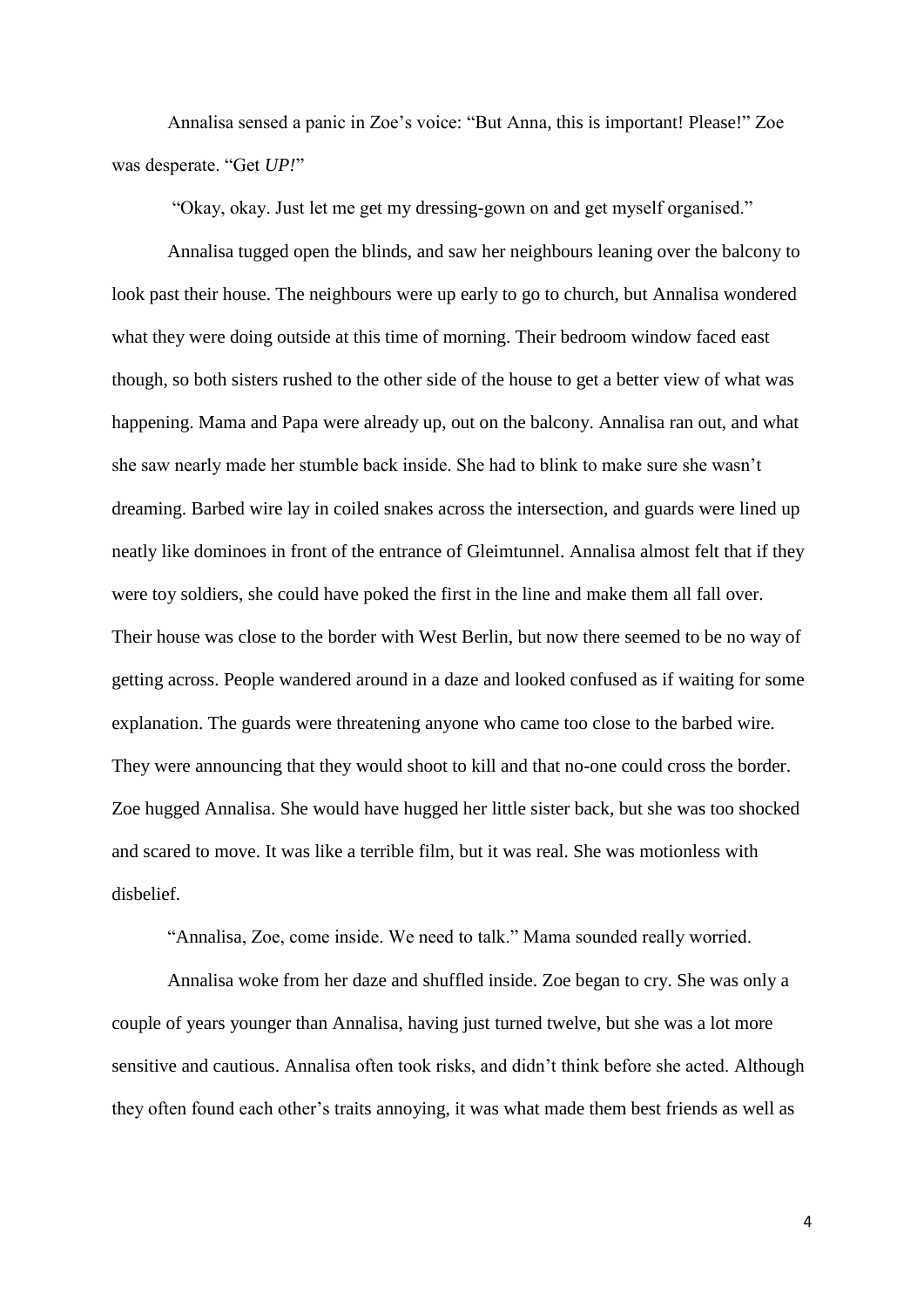Annalisa sensed a panic in Zoe's voice: "But Anna, this is important! Please!" Zoe was desperate. "Get *UP!*"

"Okay, okay. Just let me get my dressing-gown on and get myself organised."

Annalisa tugged open the blinds, and saw her neighbours leaning over the balcony to look past their house. The neighbours were up early to go to church, but Annalisa wondered what they were doing outside at this time of morning. Their bedroom window faced east though, so both sisters rushed to the other side of the house to get a better view of what was happening. Mama and Papa were already up, out on the balcony. Annalisa ran out, and what she saw nearly made her stumble back inside. She had to blink to make sure she wasn't dreaming. Barbed wire lay in coiled snakes across the intersection, and guards were lined up neatly like dominoes in front of the entrance of Gleimtunnel. Annalisa almost felt that if they were toy soldiers, she could have poked the first in the line and make them all fall over. Their house was close to the border with West Berlin, but now there seemed to be no way of getting across. People wandered around in a daze and looked confused as if waiting for some explanation. The guards were threatening anyone who came too close to the barbed wire. They were announcing that they would shoot to kill and that no-one could cross the border. Zoe hugged Annalisa. She would have hugged her little sister back, but she was too shocked and scared to move. It was like a terrible film, but it was real. She was motionless with disbelief.

"Annalisa, Zoe, come inside. We need to talk." Mama sounded really worried.

Annalisa woke from her daze and shuffled inside. Zoe began to cry. She was only a couple of years younger than Annalisa, having just turned twelve, but she was a lot more sensitive and cautious. Annalisa often took risks, and didn't think before she acted. Although they often found each other's traits annoying, it was what made them best friends as well as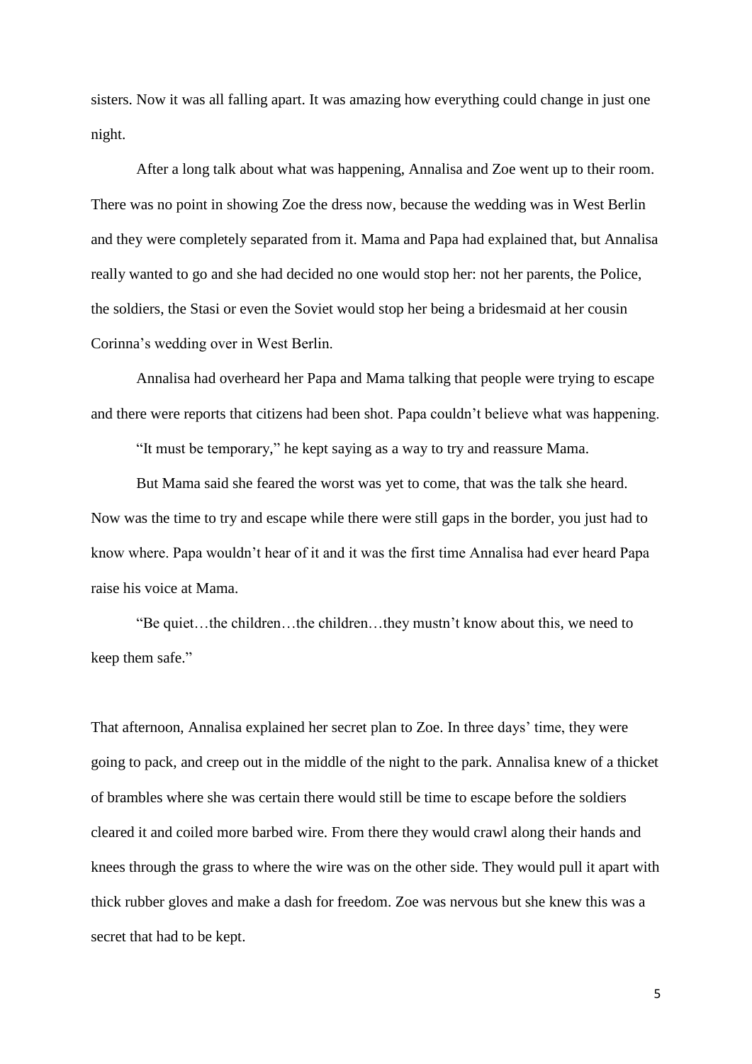sisters. Now it was all falling apart. It was amazing how everything could change in just one night.

After a long talk about what was happening, Annalisa and Zoe went up to their room. There was no point in showing Zoe the dress now, because the wedding was in West Berlin and they were completely separated from it. Mama and Papa had explained that, but Annalisa really wanted to go and she had decided no one would stop her: not her parents, the Police, the soldiers, the Stasi or even the Soviet would stop her being a bridesmaid at her cousin Corinna's wedding over in West Berlin.

Annalisa had overheard her Papa and Mama talking that people were trying to escape and there were reports that citizens had been shot. Papa couldn't believe what was happening.

"It must be temporary," he kept saying as a way to try and reassure Mama.

But Mama said she feared the worst was yet to come, that was the talk she heard. Now was the time to try and escape while there were still gaps in the border, you just had to know where. Papa wouldn't hear of it and it was the first time Annalisa had ever heard Papa raise his voice at Mama.

"Be quiet…the children…the children…they mustn't know about this, we need to keep them safe."

That afternoon, Annalisa explained her secret plan to Zoe. In three days' time, they were going to pack, and creep out in the middle of the night to the park. Annalisa knew of a thicket of brambles where she was certain there would still be time to escape before the soldiers cleared it and coiled more barbed wire. From there they would crawl along their hands and knees through the grass to where the wire was on the other side. They would pull it apart with thick rubber gloves and make a dash for freedom. Zoe was nervous but she knew this was a secret that had to be kept.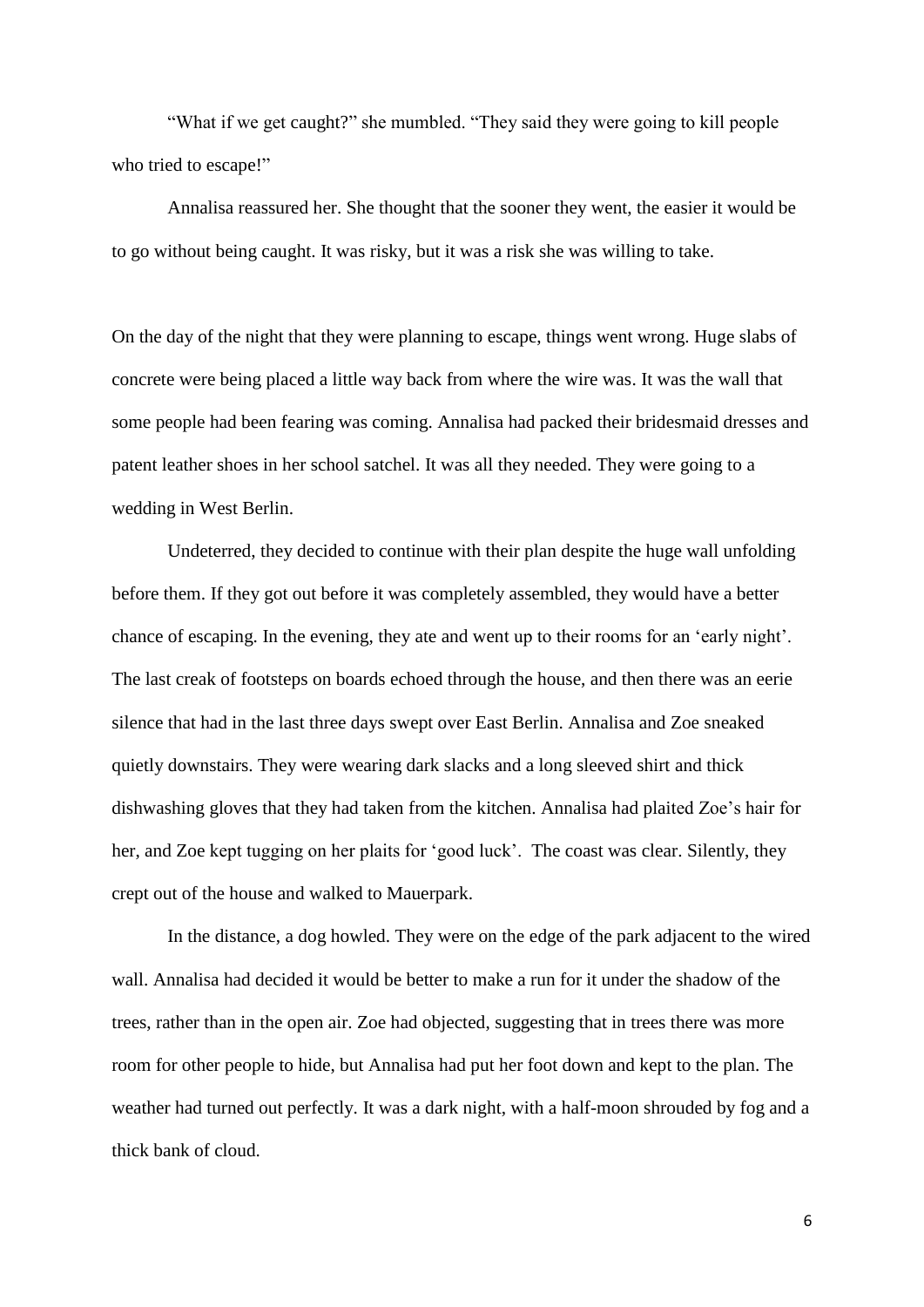"What if we get caught?" she mumbled. "They said they were going to kill people who tried to escape!"

Annalisa reassured her. She thought that the sooner they went, the easier it would be to go without being caught. It was risky, but it was a risk she was willing to take.

On the day of the night that they were planning to escape, things went wrong. Huge slabs of concrete were being placed a little way back from where the wire was. It was the wall that some people had been fearing was coming. Annalisa had packed their bridesmaid dresses and patent leather shoes in her school satchel. It was all they needed. They were going to a wedding in West Berlin.

Undeterred, they decided to continue with their plan despite the huge wall unfolding before them. If they got out before it was completely assembled, they would have a better chance of escaping. In the evening, they ate and went up to their rooms for an 'early night'. The last creak of footsteps on boards echoed through the house, and then there was an eerie silence that had in the last three days swept over East Berlin. Annalisa and Zoe sneaked quietly downstairs. They were wearing dark slacks and a long sleeved shirt and thick dishwashing gloves that they had taken from the kitchen. Annalisa had plaited Zoe's hair for her, and Zoe kept tugging on her plaits for 'good luck'. The coast was clear. Silently, they crept out of the house and walked to Mauerpark.

In the distance, a dog howled. They were on the edge of the park adjacent to the wired wall. Annalisa had decided it would be better to make a run for it under the shadow of the trees, rather than in the open air. Zoe had objected, suggesting that in trees there was more room for other people to hide, but Annalisa had put her foot down and kept to the plan. The weather had turned out perfectly. It was a dark night, with a half-moon shrouded by fog and a thick bank of cloud.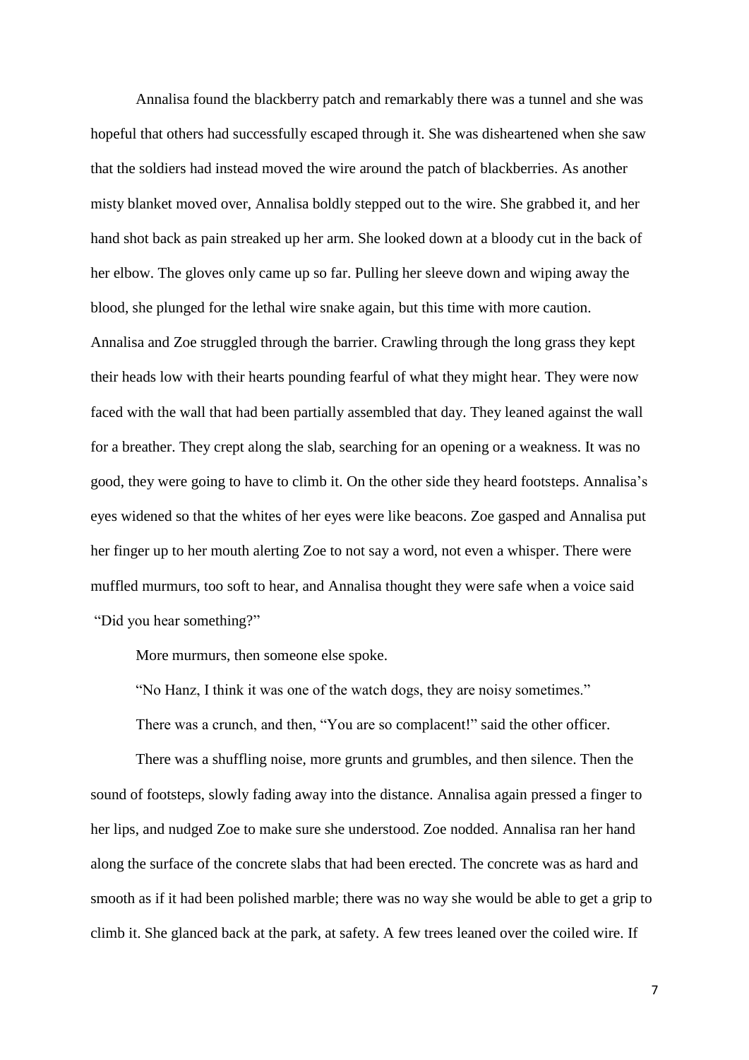Annalisa found the blackberry patch and remarkably there was a tunnel and she was hopeful that others had successfully escaped through it. She was disheartened when she saw that the soldiers had instead moved the wire around the patch of blackberries. As another misty blanket moved over, Annalisa boldly stepped out to the wire. She grabbed it, and her hand shot back as pain streaked up her arm. She looked down at a bloody cut in the back of her elbow. The gloves only came up so far. Pulling her sleeve down and wiping away the blood, she plunged for the lethal wire snake again, but this time with more caution. Annalisa and Zoe struggled through the barrier. Crawling through the long grass they kept their heads low with their hearts pounding fearful of what they might hear. They were now faced with the wall that had been partially assembled that day. They leaned against the wall for a breather. They crept along the slab, searching for an opening or a weakness. It was no good, they were going to have to climb it. On the other side they heard footsteps. Annalisa's eyes widened so that the whites of her eyes were like beacons. Zoe gasped and Annalisa put her finger up to her mouth alerting Zoe to not say a word, not even a whisper. There were muffled murmurs, too soft to hear, and Annalisa thought they were safe when a voice said "Did you hear something?"

More murmurs, then someone else spoke.

"No Hanz, I think it was one of the watch dogs, they are noisy sometimes."

There was a crunch, and then, "You are so complacent!" said the other officer.

There was a shuffling noise, more grunts and grumbles, and then silence. Then the sound of footsteps, slowly fading away into the distance. Annalisa again pressed a finger to her lips, and nudged Zoe to make sure she understood. Zoe nodded. Annalisa ran her hand along the surface of the concrete slabs that had been erected. The concrete was as hard and smooth as if it had been polished marble; there was no way she would be able to get a grip to climb it. She glanced back at the park, at safety. A few trees leaned over the coiled wire. If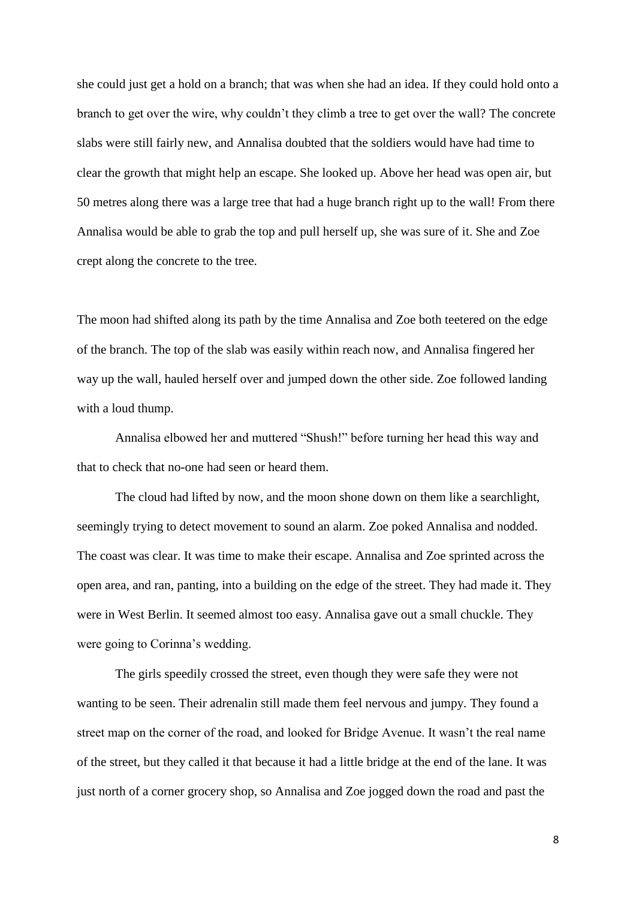she could just get a hold on a branch; that was when she had an idea. If they could hold onto a branch to get over the wire, why couldn't they climb a tree to get over the wall? The concrete slabs were still fairly new, and Annalisa doubted that the soldiers would have had time to clear the growth that might help an escape. She looked up. Above her head was open air, but 50 metres along there was a large tree that had a huge branch right up to the wall! From there Annalisa would be able to grab the top and pull herself up, she was sure of it. She and Zoe crept along the concrete to the tree.

The moon had shifted along its path by the time Annalisa and Zoe both teetered on the edge of the branch. The top of the slab was easily within reach now, and Annalisa fingered her way up the wall, hauled herself over and jumped down the other side. Zoe followed landing with a loud thump.

Annalisa elbowed her and muttered "Shush!" before turning her head this way and that to check that no-one had seen or heard them.

The cloud had lifted by now, and the moon shone down on them like a searchlight, seemingly trying to detect movement to sound an alarm. Zoe poked Annalisa and nodded. The coast was clear. It was time to make their escape. Annalisa and Zoe sprinted across the open area, and ran, panting, into a building on the edge of the street. They had made it. They were in West Berlin. It seemed almost too easy. Annalisa gave out a small chuckle. They were going to Corinna's wedding.

The girls speedily crossed the street, even though they were safe they were not wanting to be seen. Their adrenalin still made them feel nervous and jumpy. They found a street map on the corner of the road, and looked for Bridge Avenue. It wasn't the real name of the street, but they called it that because it had a little bridge at the end of the lane. It was just north of a corner grocery shop, so Annalisa and Zoe jogged down the road and past the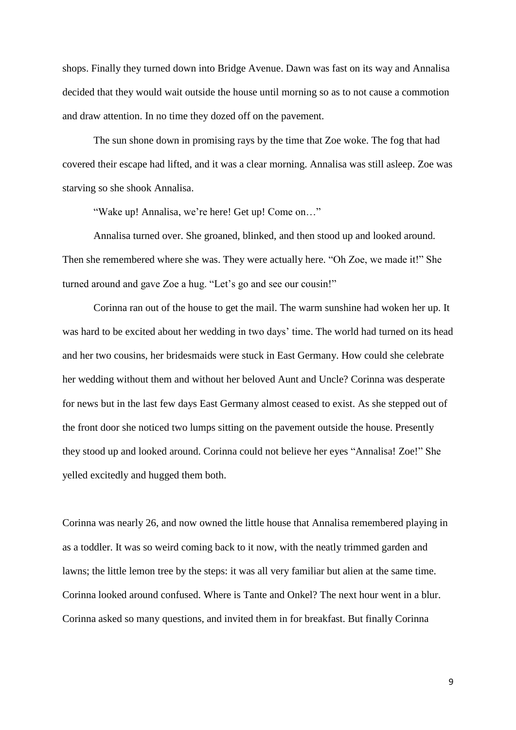shops. Finally they turned down into Bridge Avenue. Dawn was fast on its way and Annalisa decided that they would wait outside the house until morning so as to not cause a commotion and draw attention. In no time they dozed off on the pavement.

The sun shone down in promising rays by the time that Zoe woke. The fog that had covered their escape had lifted, and it was a clear morning. Annalisa was still asleep. Zoe was starving so she shook Annalisa.

"Wake up! Annalisa, we're here! Get up! Come on…"

Annalisa turned over. She groaned, blinked, and then stood up and looked around. Then she remembered where she was. They were actually here. "Oh Zoe, we made it!" She turned around and gave Zoe a hug. "Let's go and see our cousin!"

Corinna ran out of the house to get the mail. The warm sunshine had woken her up. It was hard to be excited about her wedding in two days' time. The world had turned on its head and her two cousins, her bridesmaids were stuck in East Germany. How could she celebrate her wedding without them and without her beloved Aunt and Uncle? Corinna was desperate for news but in the last few days East Germany almost ceased to exist. As she stepped out of the front door she noticed two lumps sitting on the pavement outside the house. Presently they stood up and looked around. Corinna could not believe her eyes "Annalisa! Zoe!" She yelled excitedly and hugged them both.

Corinna was nearly 26, and now owned the little house that Annalisa remembered playing in as a toddler. It was so weird coming back to it now, with the neatly trimmed garden and lawns; the little lemon tree by the steps: it was all very familiar but alien at the same time. Corinna looked around confused. Where is Tante and Onkel? The next hour went in a blur. Corinna asked so many questions, and invited them in for breakfast. But finally Corinna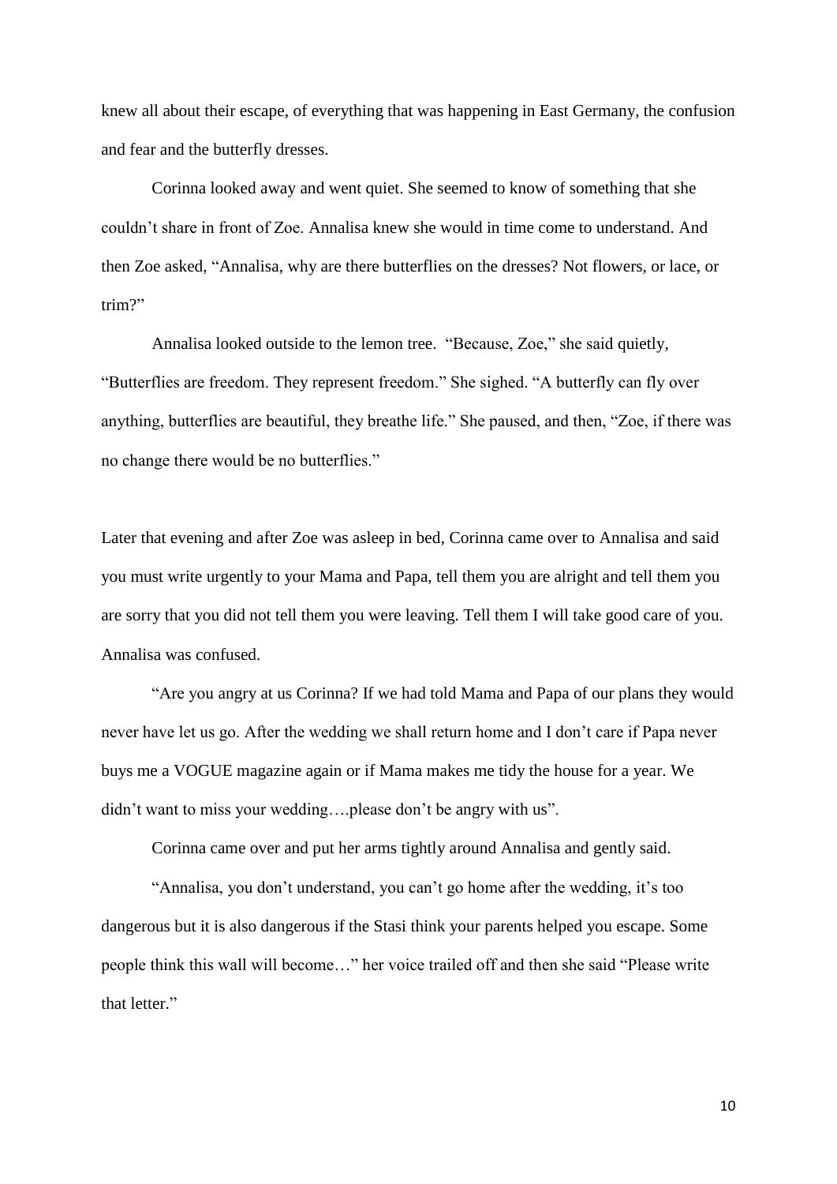knew all about their escape, of everything that was happening in East Germany, the confusion and fear and the butterfly dresses.

Corinna looked away and went quiet. She seemed to know of something that she couldn't share in front of Zoe. Annalisa knew she would in time come to understand. And then Zoe asked, "Annalisa, why are there butterflies on the dresses? Not flowers, or lace, or trim?"

Annalisa looked outside to the lemon tree. "Because, Zoe," she said quietly, "Butterflies are freedom. They represent freedom." She sighed. "A butterfly can fly over anything, butterflies are beautiful, they breathe life." She paused, and then, "Zoe, if there was no change there would be no butterflies."

Later that evening and after Zoe was asleep in bed, Corinna came over to Annalisa and said you must write urgently to your Mama and Papa, tell them you are alright and tell them you are sorry that you did not tell them you were leaving. Tell them I will take good care of you. Annalisa was confused.

"Are you angry at us Corinna? If we had told Mama and Papa of our plans they would never have let us go. After the wedding we shall return home and I don't care if Papa never buys me a VOGUE magazine again or if Mama makes me tidy the house for a year. We didn't want to miss your wedding….please don't be angry with us".

Corinna came over and put her arms tightly around Annalisa and gently said.

"Annalisa, you don't understand, you can't go home after the wedding, it's too dangerous but it is also dangerous if the Stasi think your parents helped you escape. Some people think this wall will become…" her voice trailed off and then she said "Please write that letter."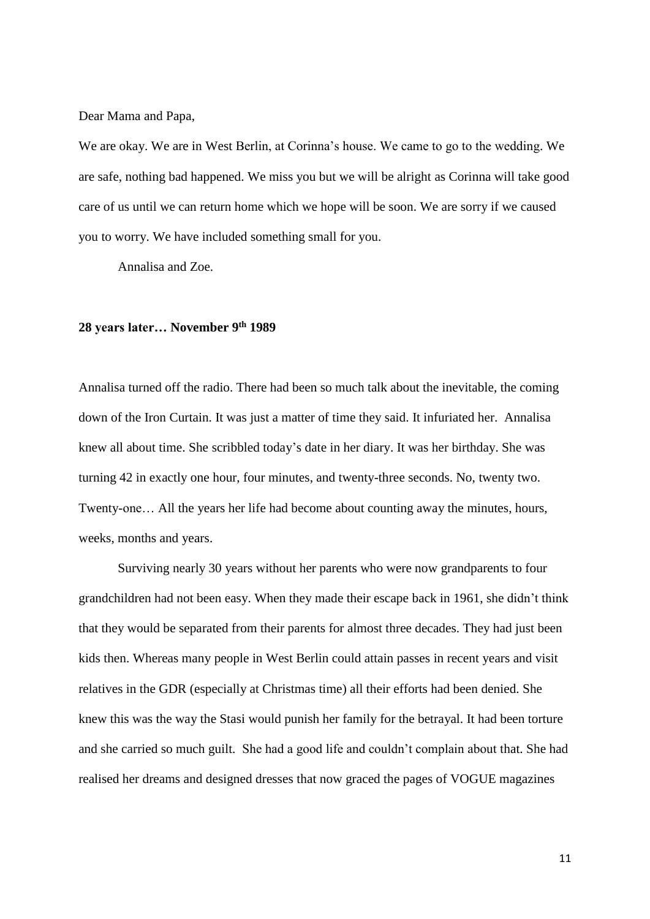Dear Mama and Papa,

We are okay. We are in West Berlin, at Corinna's house. We came to go to the wedding. We are safe, nothing bad happened. We miss you but we will be alright as Corinna will take good care of us until we can return home which we hope will be soon. We are sorry if we caused you to worry. We have included something small for you.

Annalisa and Zoe.

**28 years later… November 9th 1989**

Annalisa turned off the radio. There had been so much talk about the inevitable, the coming down of the Iron Curtain. It was just a matter of time they said. It infuriated her. Annalisa knew all about time. She scribbled today's date in her diary. It was her birthday. She was turning 42 in exactly one hour, four minutes, and twenty-three seconds. No, twenty two. Twenty-one… All the years her life had become about counting away the minutes, hours, weeks, months and years.

Surviving nearly 30 years without her parents who were now grandparents to four grandchildren had not been easy. When they made their escape back in 1961, she didn't think that they would be separated from their parents for almost three decades. They had just been kids then. Whereas many people in West Berlin could attain passes in recent years and visit relatives in the GDR (especially at Christmas time) all their efforts had been denied. She knew this was the way the Stasi would punish her family for the betrayal. It had been torture and she carried so much guilt. She had a good life and couldn't complain about that. She had realised her dreams and designed dresses that now graced the pages of VOGUE magazines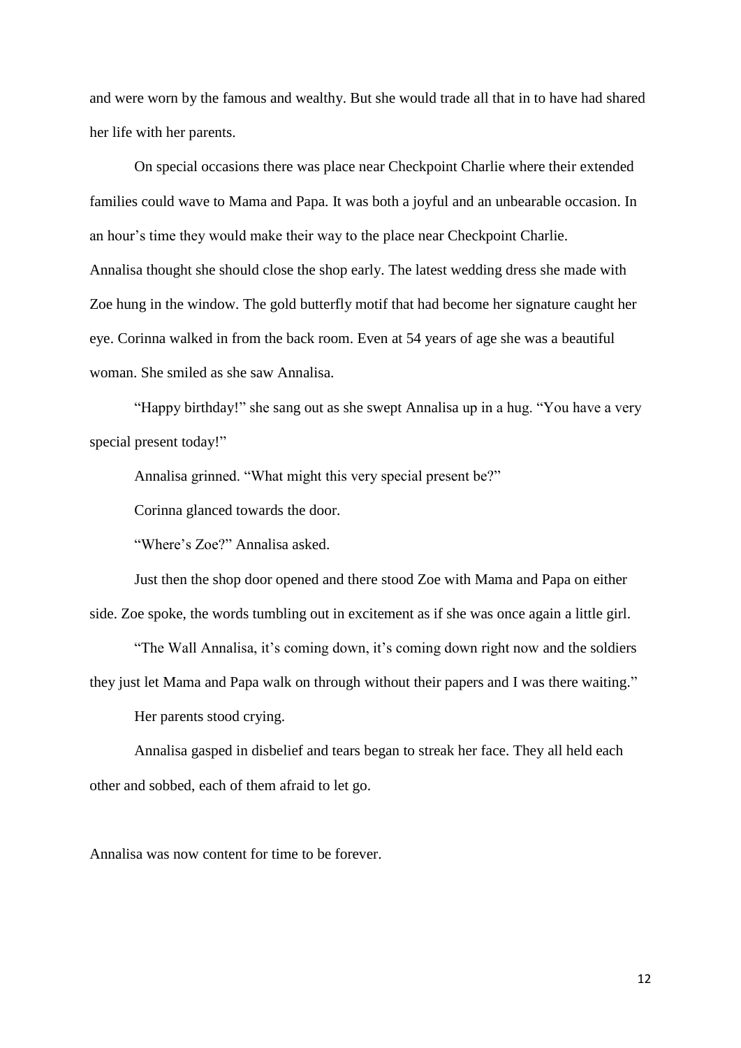and were worn by the famous and wealthy. But she would trade all that in to have had shared her life with her parents.

On special occasions there was place near Checkpoint Charlie where their extended families could wave to Mama and Papa. It was both a joyful and an unbearable occasion. In an hour's time they would make their way to the place near Checkpoint Charlie.

Annalisa thought she should close the shop early. The latest wedding dress she made with Zoe hung in the window. The gold butterfly motif that had become her signature caught her eye. Corinna walked in from the back room. Even at 54 years of age she was a beautiful woman. She smiled as she saw Annalisa.

"Happy birthday!" she sang out as she swept Annalisa up in a hug. "You have a very special present today!"

Annalisa grinned. "What might this very special present be?"

Corinna glanced towards the door.

"Where's Zoe?" Annalisa asked.

Just then the shop door opened and there stood Zoe with Mama and Papa on either side. Zoe spoke, the words tumbling out in excitement as if she was once again a little girl.

"The Wall Annalisa, it's coming down, it's coming down right now and the soldiers they just let Mama and Papa walk on through without their papers and I was there waiting."

Her parents stood crying.

Annalisa gasped in disbelief and tears began to streak her face. They all held each other and sobbed, each of them afraid to let go.

Annalisa was now content for time to be forever.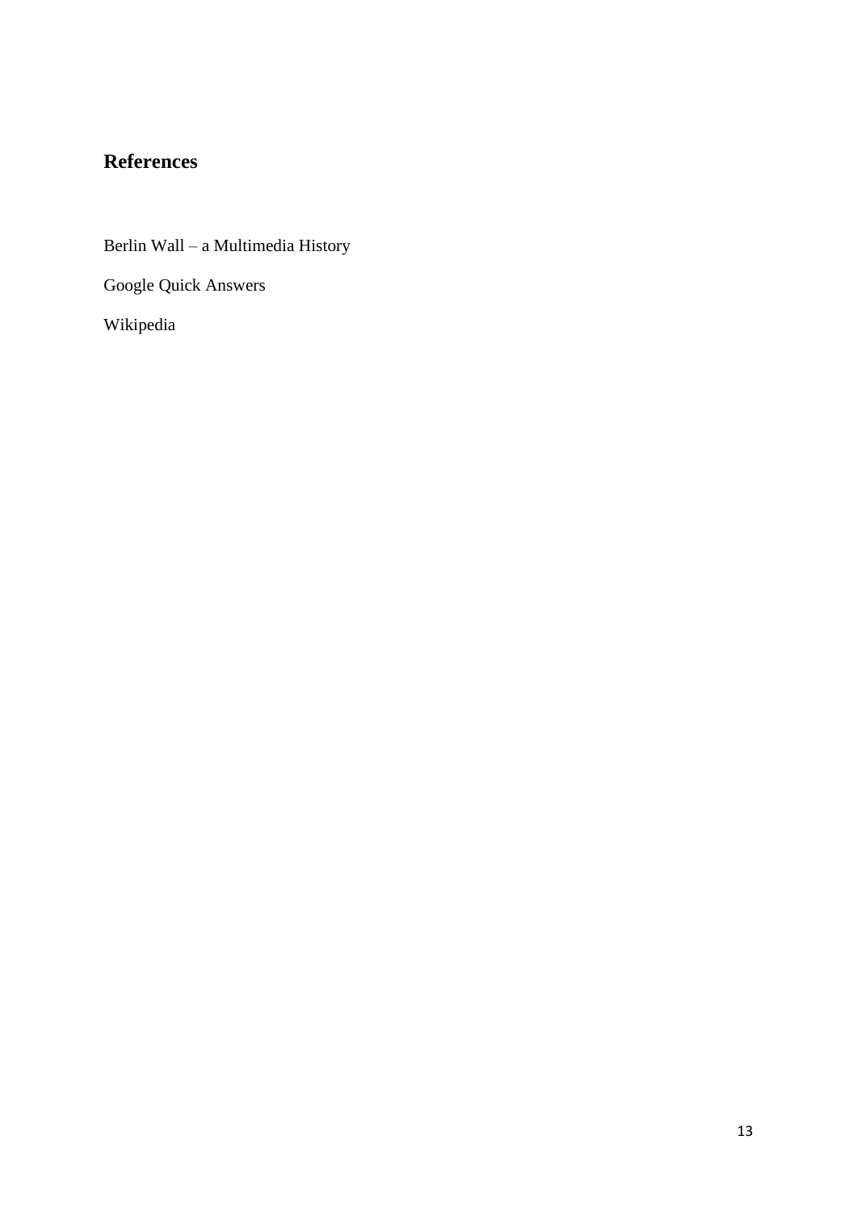## References

Berlin Wall – a Multimedia History

Google Quick Answers

Wikipedia